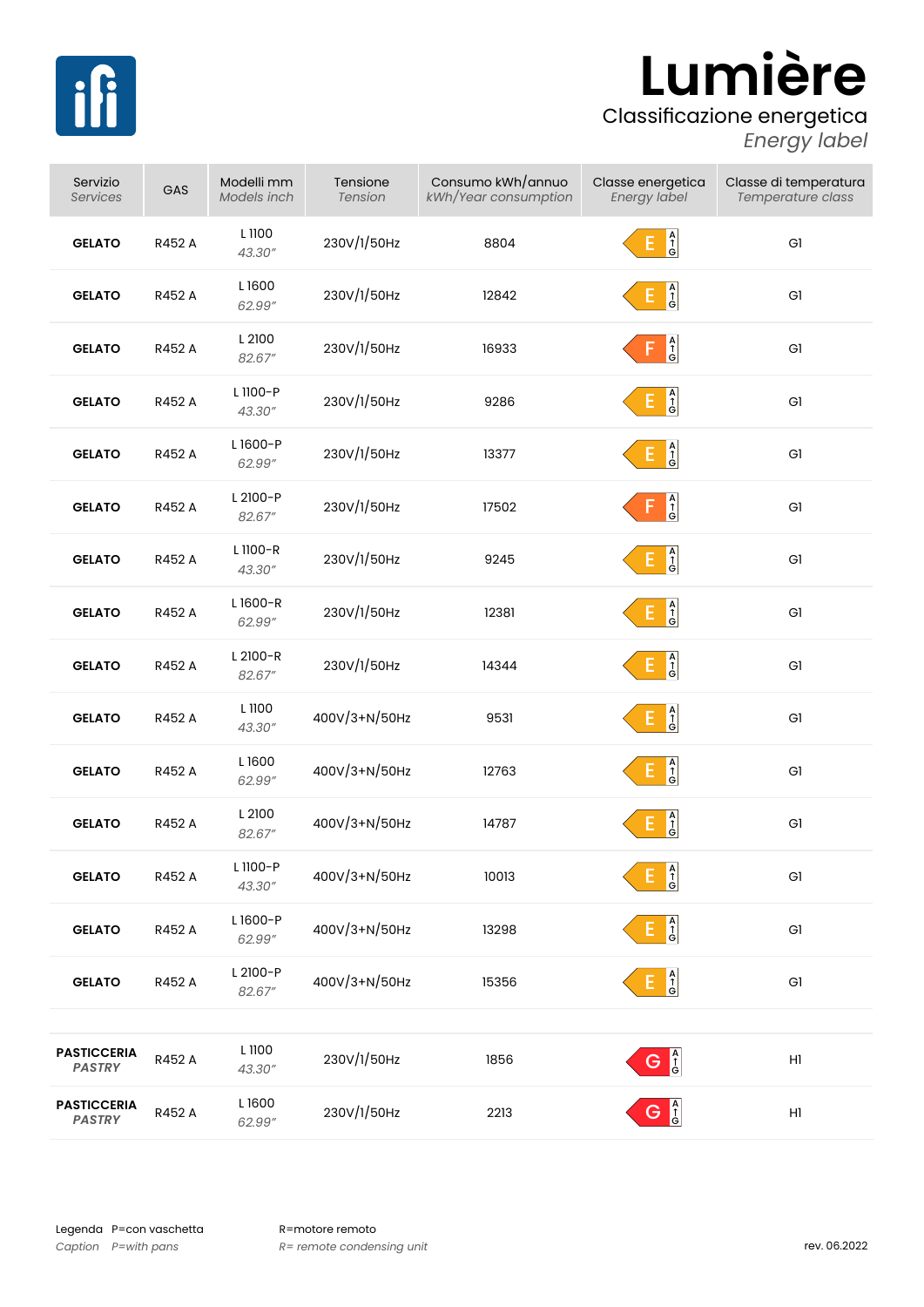# Lumière

## Classificazione energetica
*Energy label*

| Servizio *Services* | GAS | Modelli mm *Models inch* | Tensione *Tension* | Consumo kWh/annuo *kWh/Year consumption* | Classe energetica *Energy label* | Classe di temperatura *Temperature class* |
|---|---|---|---|---|---|---|
| **GELATO** | R452 A | L 1100 *43.30″* | 230V/1/50Hz | 8804 | E | G1 |
| **GELATO** | R452 A | L 1600 *62.99″* | 230V/1/50Hz | 12842 | E | G1 |
| **GELATO** | R452 A | L 2100 *82.67″* | 230V/1/50Hz | 16933 | F | G1 |
| **GELATO** | R452 A | L 1100-P *43.30″* | 230V/1/50Hz | 9286 | E | G1 |
| **GELATO** | R452 A | L 1600-P *62.99″* | 230V/1/50Hz | 13377 | E | G1 |
| **GELATO** | R452 A | L 2100-P *82.67″* | 230V/1/50Hz | 17502 | F | G1 |
| **GELATO** | R452 A | L 1100-R *43.30″* | 230V/1/50Hz | 9245 | E | G1 |
| **GELATO** | R452 A | L 1600-R *62.99″* | 230V/1/50Hz | 12381 | E | G1 |
| **GELATO** | R452 A | L 2100-R *82.67″* | 230V/1/50Hz | 14344 | E | G1 |
| **GELATO** | R452 A | L 1100 *43.30″* | 400V/3+N/50Hz | 9531 | E | G1 |
| **GELATO** | R452 A | L 1600 *62.99″* | 400V/3+N/50Hz | 12763 | E | G1 |
| **GELATO** | R452 A | L 2100 *82.67″* | 400V/3+N/50Hz | 14787 | E | G1 |
| **GELATO** | R452 A | L 1100-P *43.30″* | 400V/3+N/50Hz | 10013 | E | G1 |
| **GELATO** | R452 A | L 1600-P *62.99″* | 400V/3+N/50Hz | 13298 | E | G1 |
| **GELATO** | R452 A | L 2100-P *82.67″* | 400V/3+N/50Hz | 15356 | E | G1 |
| **PASTICCERIA** ***PASTRY*** | R452 A | L 1100 *43.30″* | 230V/1/50Hz | 1856 | G | H1 |
| **PASTICCERIA** ***PASTRY*** | R452 A | L 1600 *62.99″* | 230V/1/50Hz | 2213 | G | H1 |

Legenda P=con vaschetta R=motore remoto
*Caption P=with pans R= remote condensing unit*

rev. 06.2022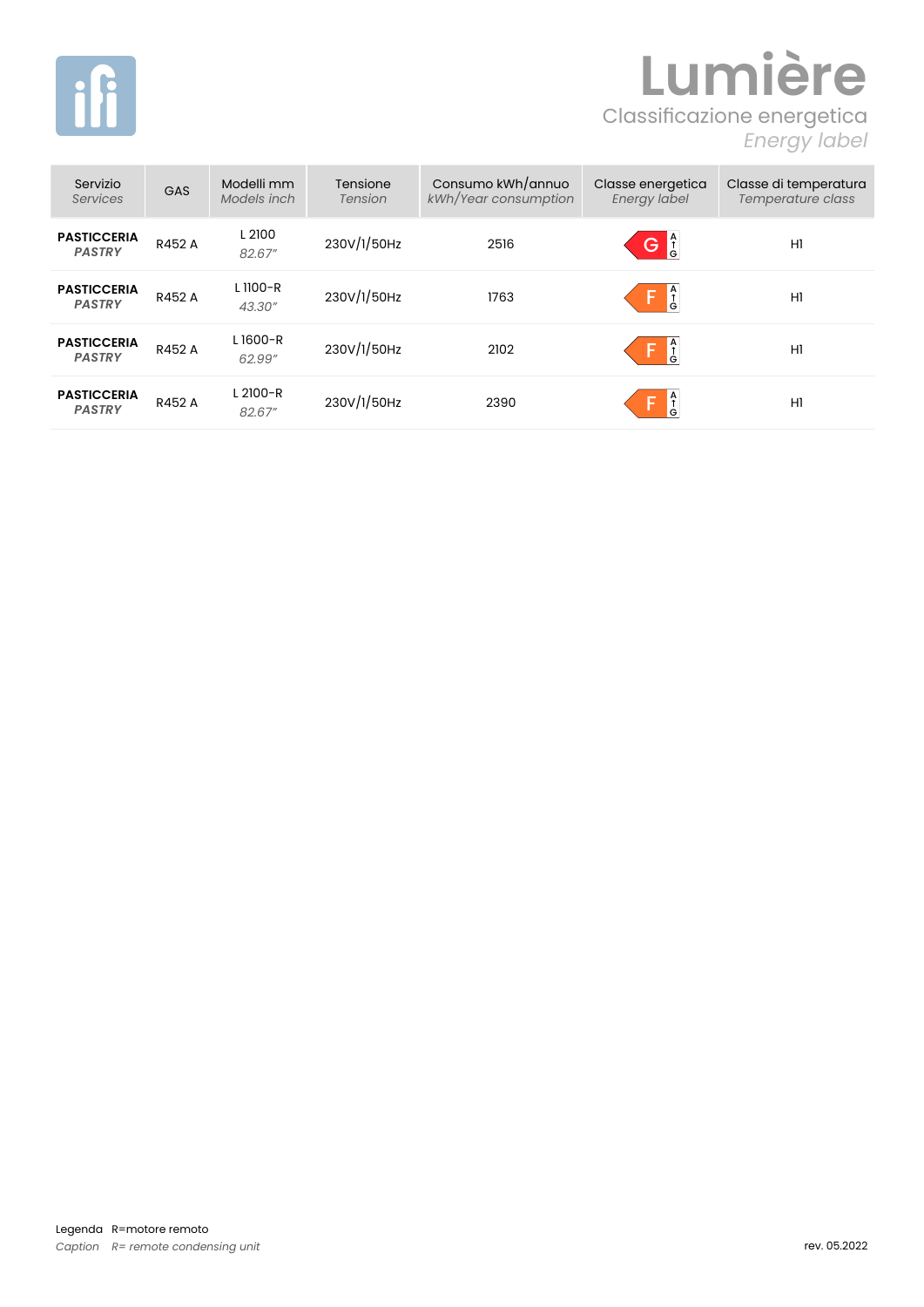# Lumière

## Classificazione energetica

*Energy label*

| Servizio *Services* | GAS | Modelli mm *Models inch* | Tensione *Tension* | Consumo kWh/annuo *kWh/Year consumption* | Classe energetica *Energy label* | Classe di temperatura *Temperature class* |
|---|---|---|---|---|---|---|
| **PASTICCERIA** ***PASTRY*** | R452 A | L 2100 *82.67"* | 230V/1/50Hz | 2516 | G | H1 |
| **PASTICCERIA** ***PASTRY*** | R452 A | L 1100-R *43.30"* | 230V/1/50Hz | 1763 | F | H1 |
| **PASTICCERIA** ***PASTRY*** | R452 A | L 1600-R *62.99"* | 230V/1/50Hz | 2102 | F | H1 |
| **PASTICCERIA** ***PASTRY*** | R452 A | L 2100-R *82.67"* | 230V/1/50Hz | 2390 | F | H1 |

Legenda R=motore remoto

*Caption R= remote condensing unit*

rev. 05.2022